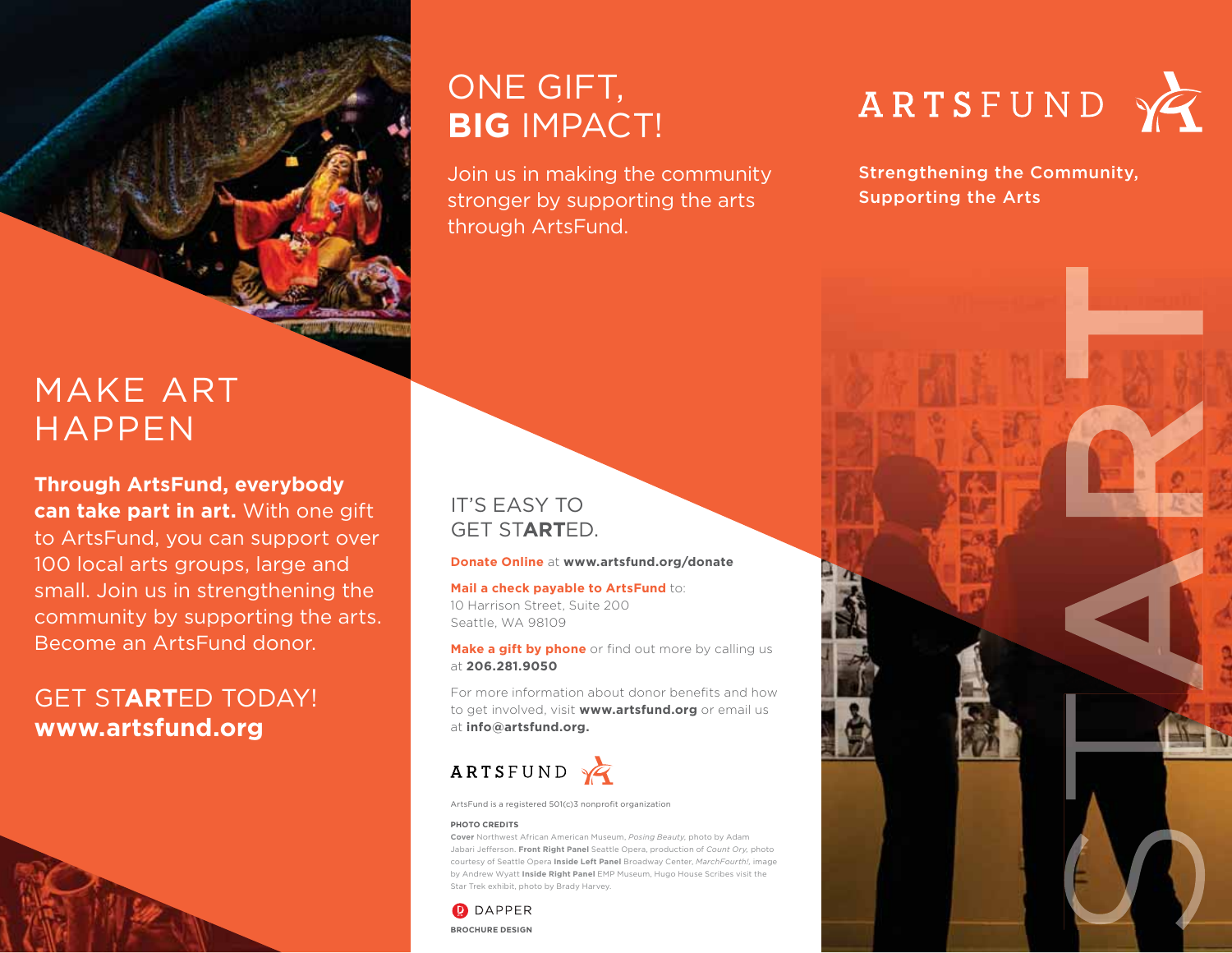# MAKE ART HAPPEN

**Through ArtsFund, everybody can take part in art.** With one gift to ArtsFund, you can support over 100 local arts groups, large and small. Join us in strengthening the community by supporting the arts. Become an ArtsFund donor.

GET STARTED TODAY!
**www.artsfund.org**

# ONE GIFT, **BIG** IMPACT!

Join us in making the community stronger by supporting the arts through ArtsFund.

## IT'S EASY TO GET STARTED.

**Donate Online** at **www.artsfund.org/donate**

**Mail a check payable to ArtsFund** to:
10 Harrison Street, Suite 200
Seattle, WA 98109

**Make a gift by phone** or find out more by calling us at **206.281.9050**

For more information about donor benefits and how to get involved, visit **www.artsfund.org** or email us at **info@artsfund.org.**

ARTSFUND

ArtsFund is a registered 501(c)3 nonprofit organization

**PHOTO CREDITS**
**Cover** Northwest African American Museum, *Posing Beauty,* photo by Adam Jabari Jefferson. **Front Right Panel** Seattle Opera, production of *Count Ory,* photo courtesy of Seattle Opera **Inside Left Panel** Broadway Center, *MarchFourth!,* image by Andrew Wyatt **Inside Right Panel** EMP Museum, Hugo House Scribes visit the Star Trek exhibit, photo by Brady Harvey.

DAPPER
**BROCHURE DESIGN**

# ARTSFUND

**Strengthening the Community, Supporting the Arts**

START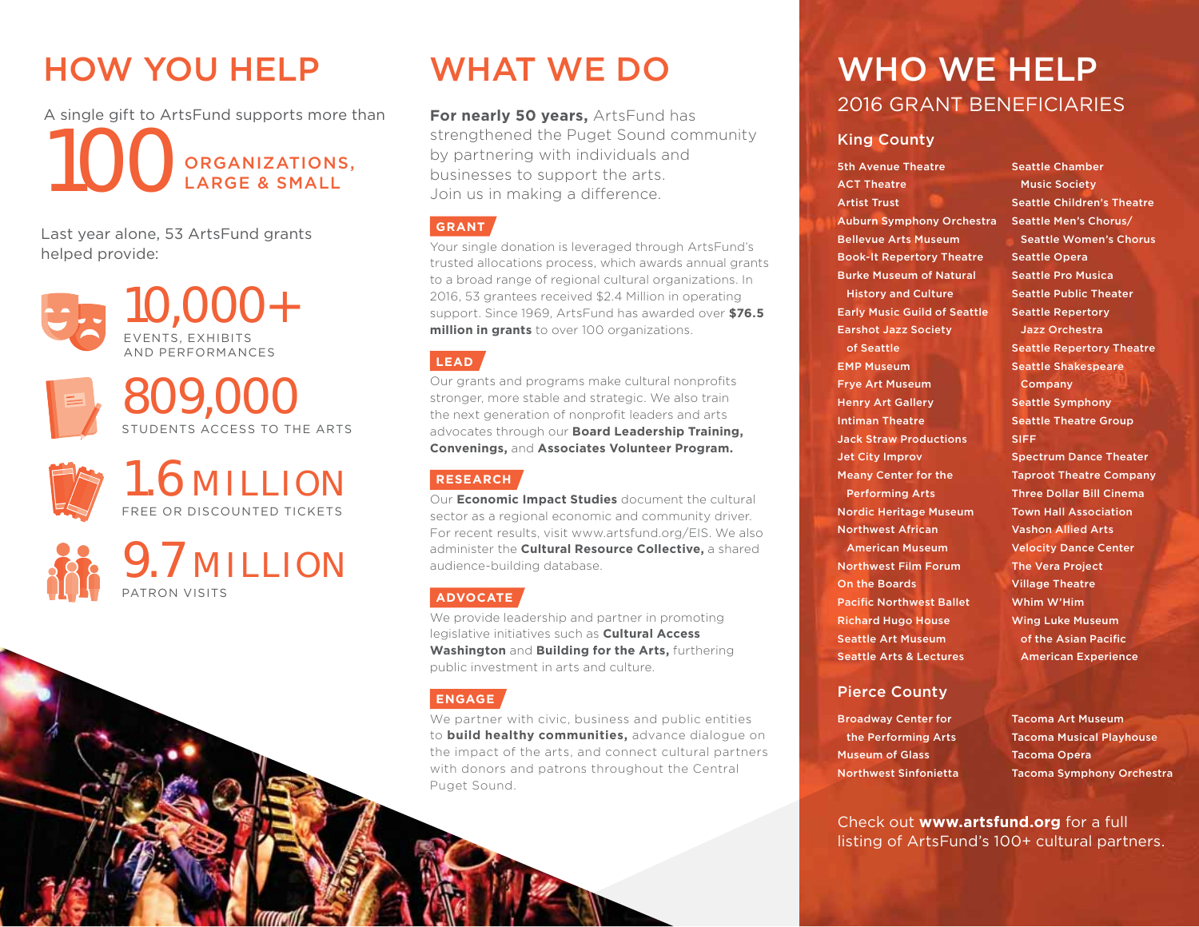# HOW YOU HELP

A single gift to ArtsFund supports more than

**100** ORGANIZATIONS, LARGE & SMALL

Last year alone, 53 ArtsFund grants helped provide:

**10,000+**
EVENTS, EXHIBITS AND PERFORMANCES

**809,000**
STUDENTS ACCESS TO THE ARTS

**1.6 MILLION**
FREE OR DISCOUNTED TICKETS

**9.7 MILLION**
PATRON VISITS

# WHAT WE DO

**For nearly 50 years,** ArtsFund has strengthened the Puget Sound community by partnering with individuals and businesses to support the arts. Join us in making a difference.

### GRANT

Your single donation is leveraged through ArtsFund's trusted allocations process, which awards annual grants to a broad range of regional cultural organizations. In 2016, 53 grantees received $2.4 Million in operating support. Since 1969, ArtsFund has awarded over **$76.5 million in grants** to over 100 organizations.

### LEAD

Our grants and programs make cultural nonprofits stronger, more stable and strategic. We also train the next generation of nonprofit leaders and arts advocates through our **Board Leadership Training, Convenings,** and **Associates Volunteer Program.**

### RESEARCH

Our **Economic Impact Studies** document the cultural sector as a regional economic and community driver. For recent results, visit www.artsfund.org/EIS. We also administer the **Cultural Resource Collective,** a shared audience-building database.

### ADVOCATE

We provide leadership and partner in promoting legislative initiatives such as **Cultural Access Washington** and **Building for the Arts,** furthering public investment in arts and culture.

### ENGAGE

We partner with civic, business and public entities to **build healthy communities,** advance dialogue on the impact of the arts, and connect cultural partners with donors and patrons throughout the Central Puget Sound.

# WHO WE HELP

## 2016 GRANT BENEFICIARIES

### King County

- 5th Avenue Theatre
- ACT Theatre
- Artist Trust
- Auburn Symphony Orchestra
- Bellevue Arts Museum
- Book-It Repertory Theatre
- Burke Museum of Natural History and Culture
- Early Music Guild of Seattle
- Earshot Jazz Society of Seattle
- EMP Museum
- Frye Art Museum
- Henry Art Gallery
- Intiman Theatre
- Jack Straw Productions
- Jet City Improv
- Meany Center for the Performing Arts
- Nordic Heritage Museum
- Northwest African American Museum
- Northwest Film Forum
- On the Boards
- Pacific Northwest Ballet
- Richard Hugo House
- Seattle Art Museum
- Seattle Arts & Lectures
- Seattle Chamber Music Society
- Seattle Children's Theatre
- Seattle Men's Chorus/ Seattle Women's Chorus
- Seattle Opera
- Seattle Pro Musica
- Seattle Public Theater
- Seattle Repertory Jazz Orchestra
- Seattle Repertory Theatre
- Seattle Shakespeare Company
- Seattle Symphony
- Seattle Theatre Group
- SIFF
- Spectrum Dance Theater
- Taproot Theatre Company
- Three Dollar Bill Cinema
- Town Hall Association
- Vashon Allied Arts
- Velocity Dance Center
- The Vera Project
- Village Theatre
- Whim W'Him
- Wing Luke Museum of the Asian Pacific American Experience

### Pierce County

- Broadway Center for the Performing Arts
- Museum of Glass
- Northwest Sinfonietta
- Tacoma Art Museum
- Tacoma Musical Playhouse
- Tacoma Opera
- Tacoma Symphony Orchestra

Check out **www.artsfund.org** for a full listing of ArtsFund's 100+ cultural partners.